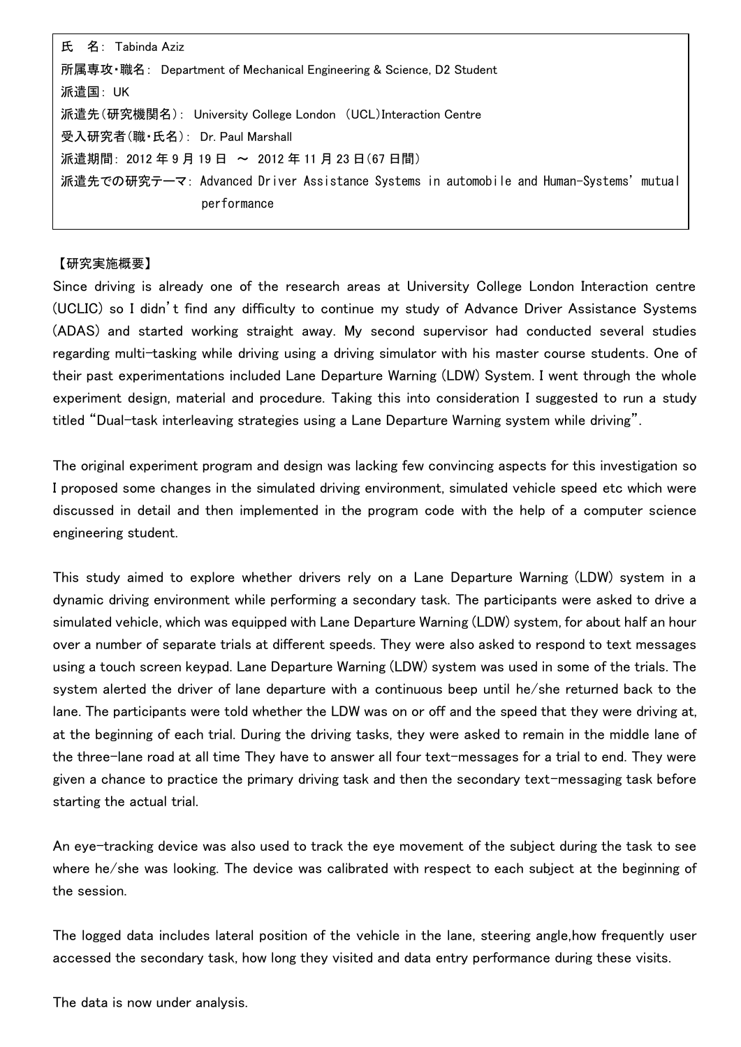氏　名： Tabinda Aziz
所属専攻・職名： Department of Mechanical Engineering & Science, D2 Student
派遣国： UK
派遣先(研究機関名)： University College London (UCL)Interaction Centre
受入研究者(職・氏名)： Dr. Paul Marshall
派遣期間： 2012 年 9 月 19 日 ～ 2012 年 11 月 23 日(67 日間)
派遣先での研究テーマ： Advanced Driver Assistance Systems in automobile and Human-Systems' mutual performance

【研究実施概要】

Since driving is already one of the research areas at University College London Interaction centre (UCLIC) so I didn't find any difficulty to continue my study of Advance Driver Assistance Systems (ADAS) and started working straight away. My second supervisor had conducted several studies regarding multi-tasking while driving using a driving simulator with his master course students. One of their past experimentations included Lane Departure Warning (LDW) System. I went through the whole experiment design, material and procedure. Taking this into consideration I suggested to run a study titled "Dual-task interleaving strategies using a Lane Departure Warning system while driving".

The original experiment program and design was lacking few convincing aspects for this investigation so I proposed some changes in the simulated driving environment, simulated vehicle speed etc which were discussed in detail and then implemented in the program code with the help of a computer science engineering student.

This study aimed to explore whether drivers rely on a Lane Departure Warning (LDW) system in a dynamic driving environment while performing a secondary task. The participants were asked to drive a simulated vehicle, which was equipped with Lane Departure Warning (LDW) system, for about half an hour over a number of separate trials at different speeds. They were also asked to respond to text messages using a touch screen keypad. Lane Departure Warning (LDW) system was used in some of the trials. The system alerted the driver of lane departure with a continuous beep until he/she returned back to the lane. The participants were told whether the LDW was on or off and the speed that they were driving at, at the beginning of each trial. During the driving tasks, they were asked to remain in the middle lane of the three-lane road at all time They have to answer all four text-messages for a trial to end. They were given a chance to practice the primary driving task and then the secondary text-messaging task before starting the actual trial.

An eye-tracking device was also used to track the eye movement of the subject during the task to see where he/she was looking. The device was calibrated with respect to each subject at the beginning of the session.

The logged data includes lateral position of the vehicle in the lane, steering angle,how frequently user accessed the secondary task, how long they visited and data entry performance during these visits.

The data is now under analysis.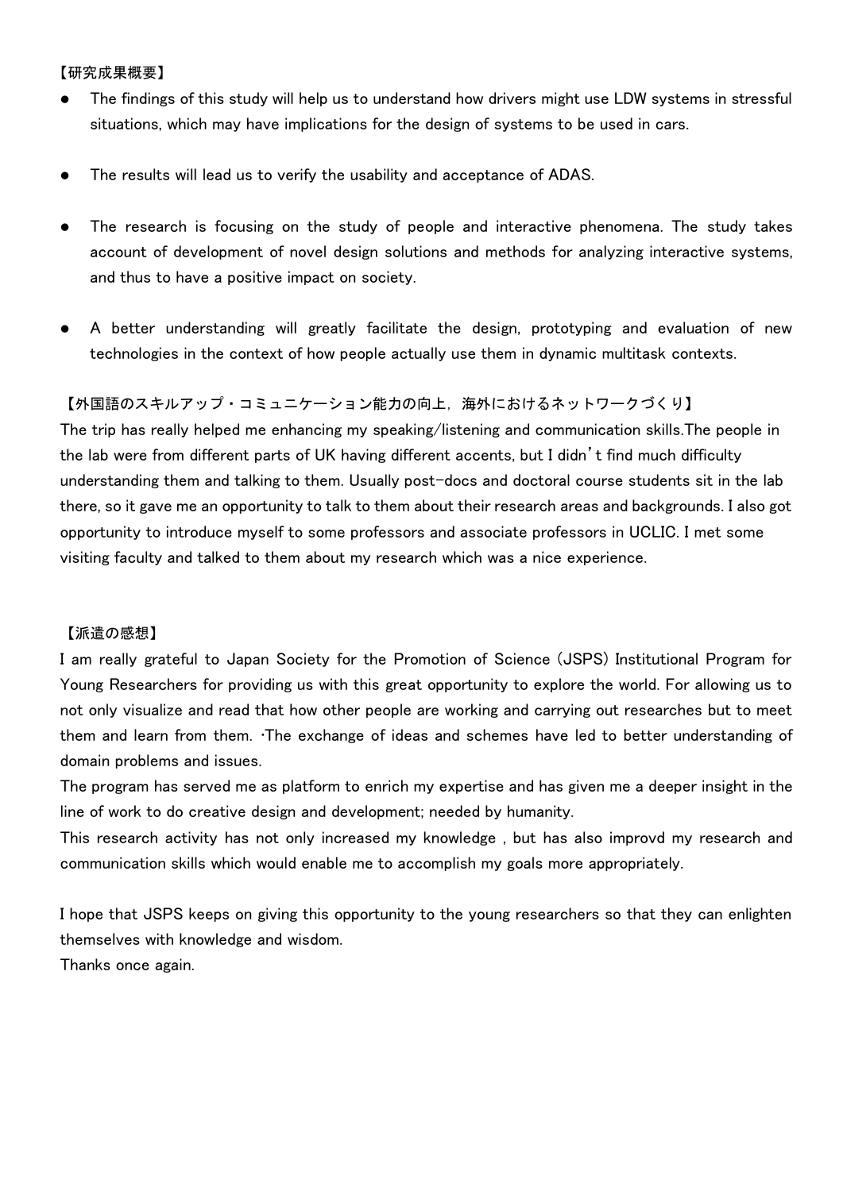【研究成果概要】

- The findings of this study will help us to understand how drivers might use LDW systems in stressful situations, which may have implications for the design of systems to be used in cars.
- The results will lead us to verify the usability and acceptance of ADAS.
- The research is focusing on the study of people and interactive phenomena. The study takes account of development of novel design solutions and methods for analyzing interactive systems, and thus to have a positive impact on society.
- A better understanding will greatly facilitate the design, prototyping and evaluation of new technologies in the context of how people actually use them in dynamic multitask contexts.

【外国語のスキルアップ・コミュニケーション能力の向上，海外におけるネットワークづくり】

The trip has really helped me enhancing my speaking/listening and communication skills.The people in the lab were from different parts of UK having different accents, but I didn't find much difficulty understanding them and talking to them. Usually post-docs and doctoral course students sit in the lab there, so it gave me an opportunity to talk to them about their research areas and backgrounds. I also got opportunity to introduce myself to some professors and associate professors in UCLIC. I met some visiting faculty and talked to them about my research which was a nice experience.

【派遣の感想】

I am really grateful to Japan Society for the Promotion of Science (JSPS) Institutional Program for Young Researchers for providing us with this great opportunity to explore the world. For allowing us to not only visualize and read that how other people are working and carrying out researches but to meet them and learn from them. ·The exchange of ideas and schemes have led to better understanding of domain problems and issues.

The program has served me as platform to enrich my expertise and has given me a deeper insight in the line of work to do creative design and development; needed by humanity.

This research activity has not only increased my knowledge , but has also improvd my research and communication skills which would enable me to accomplish my goals more appropriately.

I hope that JSPS keeps on giving this opportunity to the young researchers so that they can enlighten themselves with knowledge and wisdom.

Thanks once again.